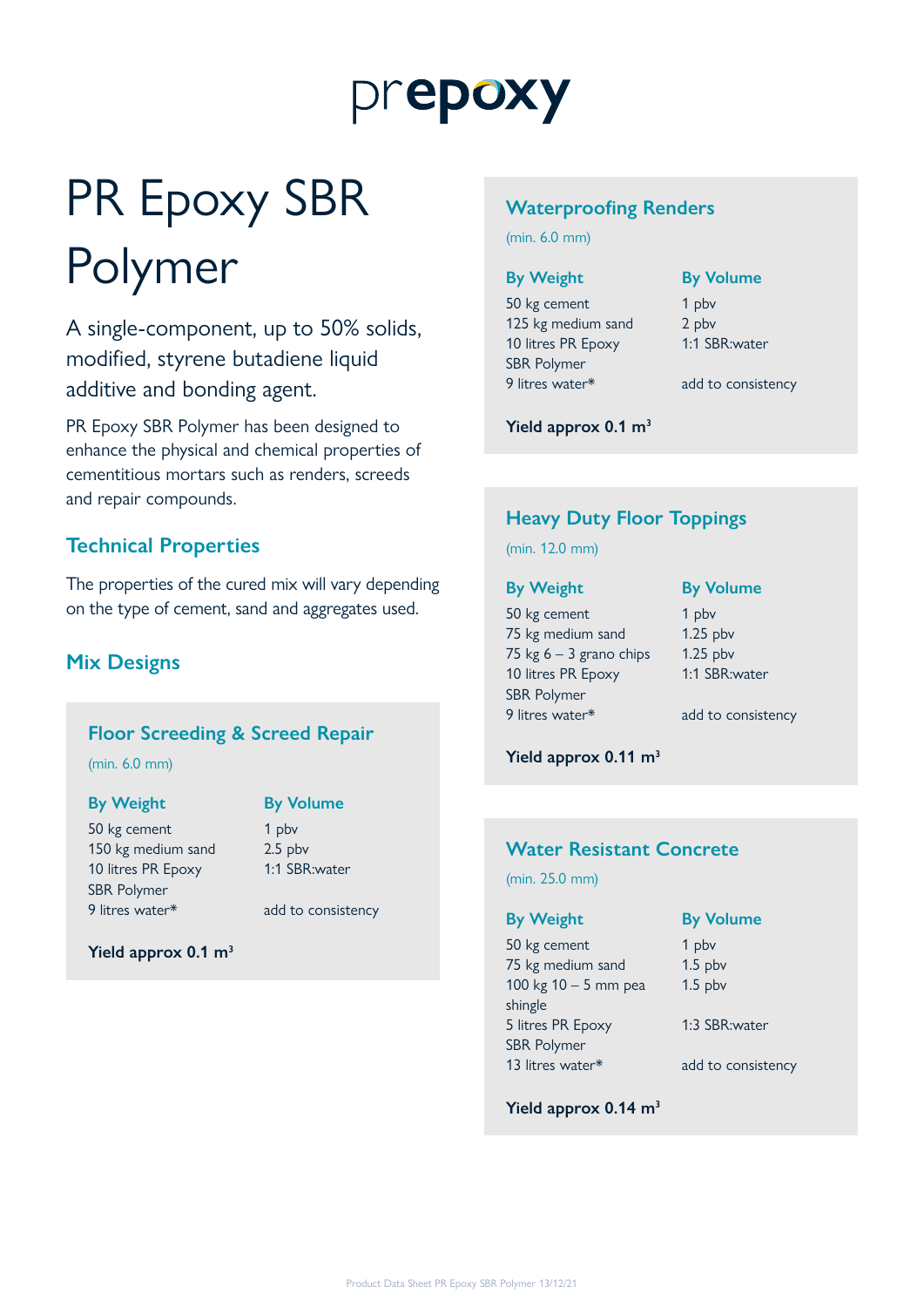prepoxy

# PR Epoxy SBR Polymer

A single-component, up to 50% solids, modified, styrene butadiene liquid additive and bonding agent.

PR Epoxy SBR Polymer has been designed to enhance the physical and chemical properties of cementitious mortars such as renders, screeds and repair compounds.

## Technical Properties

The properties of the cured mix will vary depending on the type of cement, sand and aggregates used.

## Mix Designs

### Floor Screeding & Screed Repair

(min. 6.0 mm)

| By Weight | By Volume |
|---|---|
| 50 kg cement | 1 pbv |
| 150 kg medium sand | 2.5 pbv |
| 10 litres PR Epoxy SBR Polymer | 1:1 SBR:water |
| 9 litres water* | add to consistency |

**Yield approx 0.1 m$^3$**

### Waterproofing Renders

(min. 6.0 mm)

| By Weight | By Volume |
|---|---|
| 50 kg cement | 1 pbv |
| 125 kg medium sand | 2 pbv |
| 10 litres PR Epoxy SBR Polymer | 1:1 SBR:water |
| 9 litres water* | add to consistency |

**Yield approx 0.1 m$^3$**

### Heavy Duty Floor Toppings

(min. 12.0 mm)

| By Weight | By Volume |
|---|---|
| 50 kg cement | 1 pbv |
| 75 kg medium sand | 1.25 pbv |
| 75 kg 6 – 3 grano chips | 1.25 pbv |
| 10 litres PR Epoxy SBR Polymer | 1:1 SBR:water |
| 9 litres water* | add to consistency |

**Yield approx 0.11 m$^3$**

### Water Resistant Concrete

(min. 25.0 mm)

| By Weight | By Volume |
|---|---|
| 50 kg cement | 1 pbv |
| 75 kg medium sand | 1.5 pbv |
| 100 kg 10 – 5 mm pea shingle | 1.5 pbv |
| 5 litres PR Epoxy SBR Polymer | 1:3 SBR:water |
| 13 litres water* | add to consistency |

**Yield approx 0.14 m$^3$**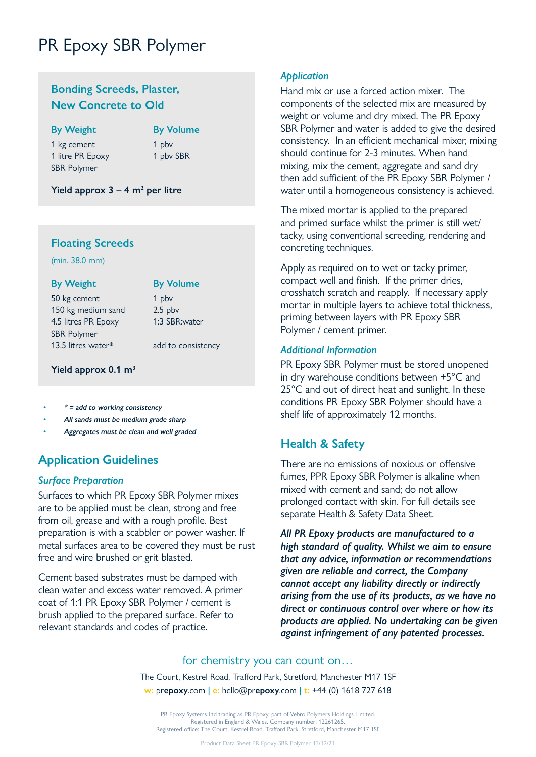# PR Epoxy SBR Polymer

## Bonding Screeds, Plaster, New Concrete to Old

| By Weight | By Volume |
|---|---|
| 1 kg cement | 1 pbv |
| 1 litre PR Epoxy SBR Polymer | 1 pbv SBR |

**Yield approx 3 – 4 m$^2$ per litre**

## Floating Screeds

(min. 38.0 mm)

| By Weight | By Volume |
|---|---|
| 50 kg cement | 1 pbv |
| 150 kg medium sand | 2.5 pbv |
| 4.5 litres PR Epoxy SBR Polymer | 1:3 SBR:water |
| 13.5 litres water* | add to consistency |

**Yield approx 0.1 m$^3$**

- ***= add to working consistency***
- ***All sands must be medium grade sharp***
- ***Aggregates must be clean and well graded***

## Application Guidelines

### *Surface Preparation*

Surfaces to which PR Epoxy SBR Polymer mixes are to be applied must be clean, strong and free from oil, grease and with a rough profile. Best preparation is with a scabbler or power washer. If metal surfaces area to be covered they must be rust free and wire brushed or grit blasted.

Cement based substrates must be damped with clean water and excess water removed. A primer coat of 1:1 PR Epoxy SBR Polymer / cement is brush applied to the prepared surface. Refer to relevant standards and codes of practice.

### *Application*

Hand mix or use a forced action mixer. The components of the selected mix are measured by weight or volume and dry mixed. The PR Epoxy SBR Polymer and water is added to give the desired consistency. In an efficient mechanical mixer, mixing should continue for 2-3 minutes. When hand mixing, mix the cement, aggregate and sand dry then add sufficient of the PR Epoxy SBR Polymer / water until a homogeneous consistency is achieved.

The mixed mortar is applied to the prepared and primed surface whilst the primer is still wet/ tacky, using conventional screeding, rendering and concreting techniques.

Apply as required on to wet or tacky primer, compact well and finish. If the primer dries, crosshatch scratch and reapply. If necessary apply mortar in multiple layers to achieve total thickness, priming between layers with PR Epoxy SBR Polymer / cement primer.

### *Additional Information*

PR Epoxy SBR Polymer must be stored unopened in dry warehouse conditions between +5°C and 25°C and out of direct heat and sunlight. In these conditions PR Epoxy SBR Polymer should have a shelf life of approximately 12 months.

## Health & Safety

There are no emissions of noxious or offensive fumes, PPR Epoxy SBR Polymer is alkaline when mixed with cement and sand; do not allow prolonged contact with skin. For full details see separate Health & Safety Data Sheet.

***All PR Epoxy products are manufactured to a high standard of quality. Whilst we aim to ensure that any advice, information or recommendations given are reliable and correct, the Company cannot accept any liability directly or indirectly arising from the use of its products, as we have no direct or continuous control over where or how its products are applied. No undertaking can be given against infringement of any patented processes.***

for chemistry you can count on…

The Court, Kestrel Road, Trafford Park, Stretford, Manchester M17 1SF

**w:** prepoxy.com | **e:** hello@prepoxy.com | **t:** +44 (0) 1618 727 618

PR Epoxy Systems Ltd trading as PR Epoxy, part of Vebro Polymers Holdings Limited.
Registered in England & Wales. Company number: 12261265.
Registered office: The Court, Kestrel Road, Trafford Park, Stretford, Manchester M17 1SF

Product Data Sheet PR Epoxy SBR Polymer 13/12/21